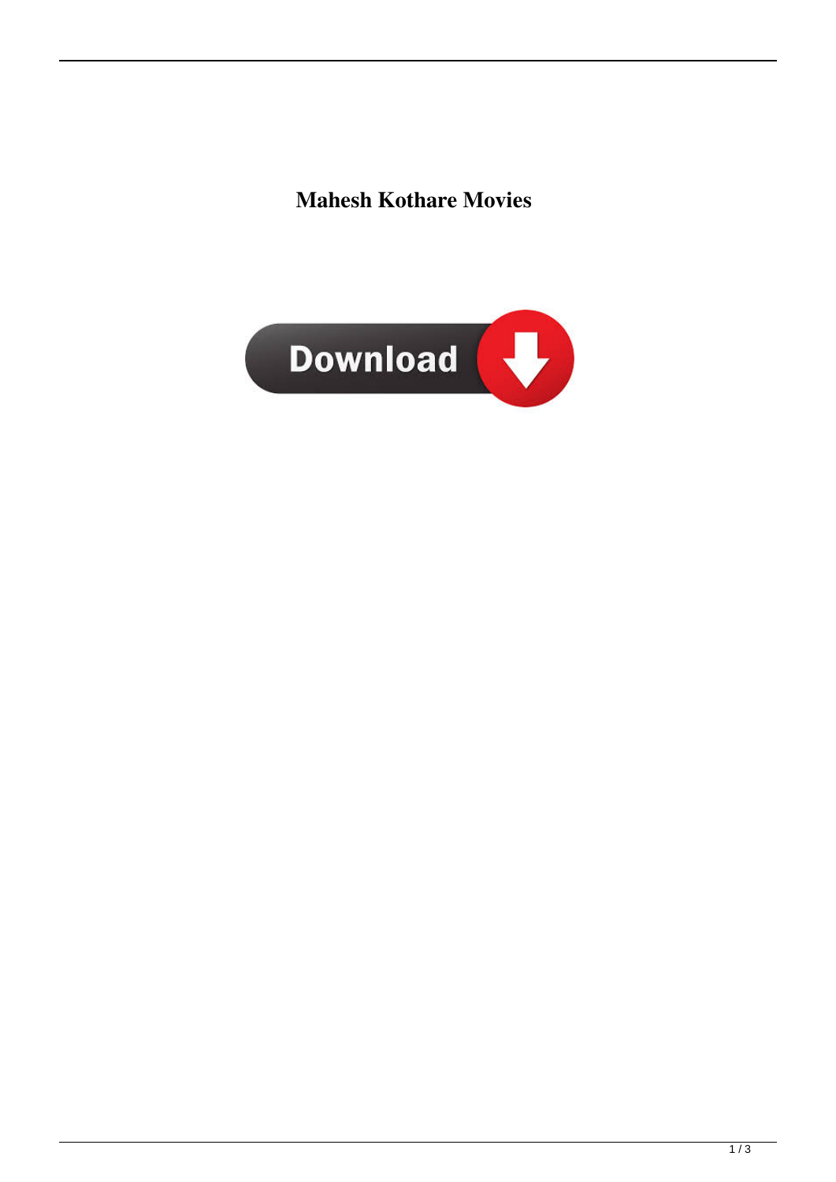**Mahesh Kothare Movies**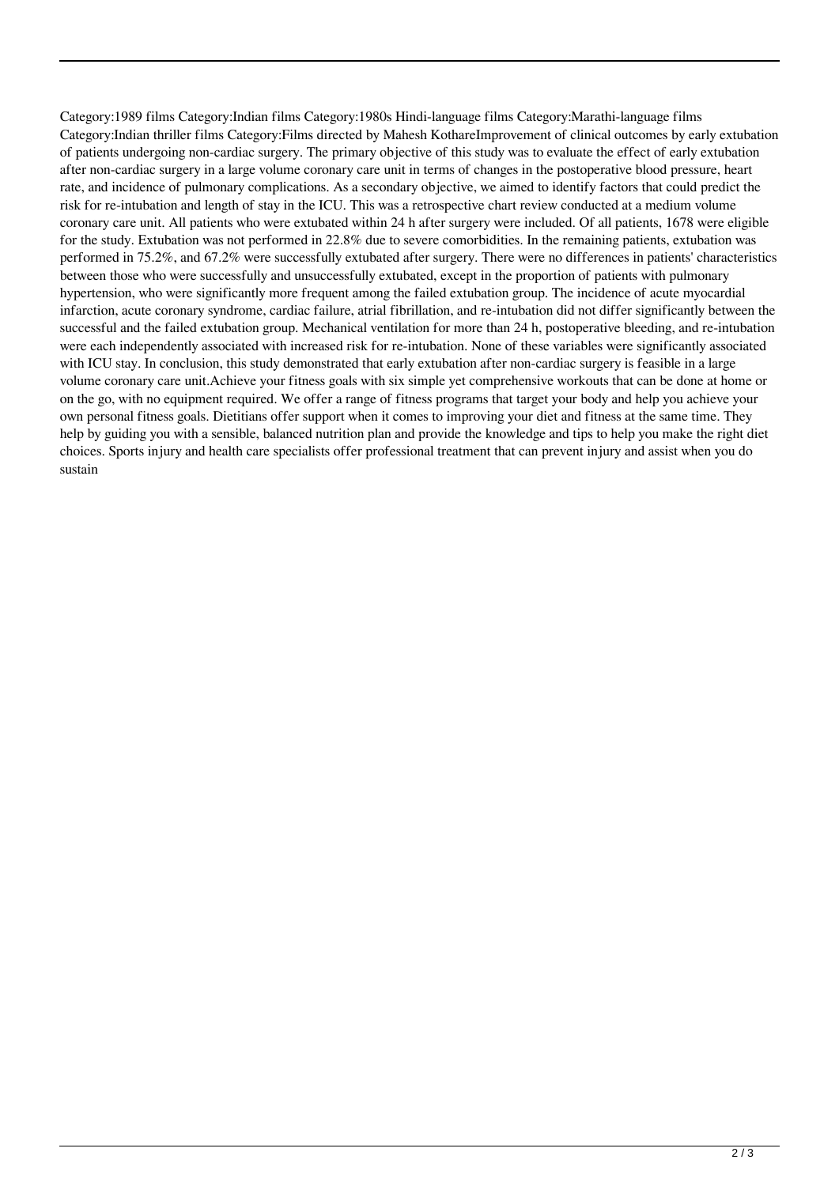Category:1989 films Category:Indian films Category:1980s Hindi-language films Category:Marathi-language films Category:Indian thriller films Category:Films directed by Mahesh KothareImprovement of clinical outcomes by early extubation of patients undergoing non-cardiac surgery. The primary objective of this study was to evaluate the effect of early extubation after non-cardiac surgery in a large volume coronary care unit in terms of changes in the postoperative blood pressure, heart rate, and incidence of pulmonary complications. As a secondary objective, we aimed to identify factors that could predict the risk for re-intubation and length of stay in the ICU. This was a retrospective chart review conducted at a medium volume coronary care unit. All patients who were extubated within 24 h after surgery were included. Of all patients, 1678 were eligible for the study. Extubation was not performed in 22.8% due to severe comorbidities. In the remaining patients, extubation was performed in 75.2%, and 67.2% were successfully extubated after surgery. There were no differences in patients' characteristics between those who were successfully and unsuccessfully extubated, except in the proportion of patients with pulmonary hypertension, who were significantly more frequent among the failed extubation group. The incidence of acute myocardial infarction, acute coronary syndrome, cardiac failure, atrial fibrillation, and re-intubation did not differ significantly between the successful and the failed extubation group. Mechanical ventilation for more than 24 h, postoperative bleeding, and re-intubation were each independently associated with increased risk for re-intubation. None of these variables were significantly associated with ICU stay. In conclusion, this study demonstrated that early extubation after non-cardiac surgery is feasible in a large volume coronary care unit.Achieve your fitness goals with six simple yet comprehensive workouts that can be done at home or on the go, with no equipment required. We offer a range of fitness programs that target your body and help you achieve your own personal fitness goals. Dietitians offer support when it comes to improving your diet and fitness at the same time. They help by guiding you with a sensible, balanced nutrition plan and provide the knowledge and tips to help you make the right diet choices. Sports injury and health care specialists offer professional treatment that can prevent injury and assist when you do sustain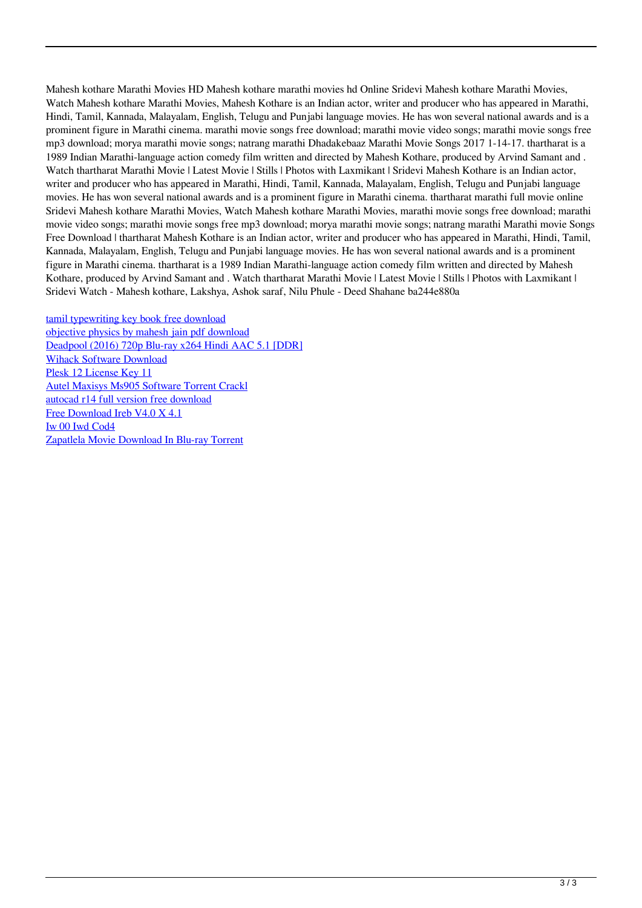Mahesh kothare Marathi Movies HD Mahesh kothare marathi movies hd Online Sridevi Mahesh kothare Marathi Movies, Watch Mahesh kothare Marathi Movies, Mahesh Kothare is an Indian actor, writer and producer who has appeared in Marathi, Hindi, Tamil, Kannada, Malayalam, English, Telugu and Punjabi language movies. He has won several national awards and is a prominent figure in Marathi cinema. marathi movie songs free download; marathi movie video songs; marathi movie songs free mp3 download; morya marathi movie songs; natrang marathi Dhadakebaaz Marathi Movie Songs 2017 1-14-17. thartharat is a 1989 Indian Marathi-language action comedy film written and directed by Mahesh Kothare, produced by Arvind Samant and . Watch thartharat Marathi Movie | Latest Movie | Stills | Photos with Laxmikant | Sridevi Mahesh Kothare is an Indian actor, writer and producer who has appeared in Marathi, Hindi, Tamil, Kannada, Malayalam, English, Telugu and Punjabi language movies. He has won several national awards and is a prominent figure in Marathi cinema. thartharat marathi full movie online Sridevi Mahesh kothare Marathi Movies, Watch Mahesh kothare Marathi Movies, marathi movie songs free download; marathi movie video songs; marathi movie songs free mp3 download; morya marathi movie songs; natrang marathi Marathi movie Songs Free Download | thartharat Mahesh Kothare is an Indian actor, writer and producer who has appeared in Marathi, Hindi, Tamil, Kannada, Malayalam, English, Telugu and Punjabi language movies. He has won several national awards and is a prominent figure in Marathi cinema. thartharat is a 1989 Indian Marathi-language action comedy film written and directed by Mahesh Kothare, produced by Arvind Samant and . Watch thartharat Marathi Movie | Latest Movie | Stills | Photos with Laxmikant | Sridevi Watch - Mahesh kothare, Lakshya, Ashok saraf, Nilu Phule - Deed Shahane ba244e880a

[tamil typewriting key book free download](#)
[objective physics by mahesh jain pdf download](#)
[Deadpool (2016) 720p Blu-ray x264 Hindi AAC 5.1 [DDR]](#)
[Wihack Software Download](#)
[Plesk 12 License Key 11](#)
[Autel Maxisys Ms905 Software Torrent Crackl](#)
[autocad r14 full version free download](#)
[Free Download Ireb V4.0 X 4.1](#)
[Iw 00 Iwd Cod4](#)
[Zapatlela Movie Download In Blu-ray Torrent](#)